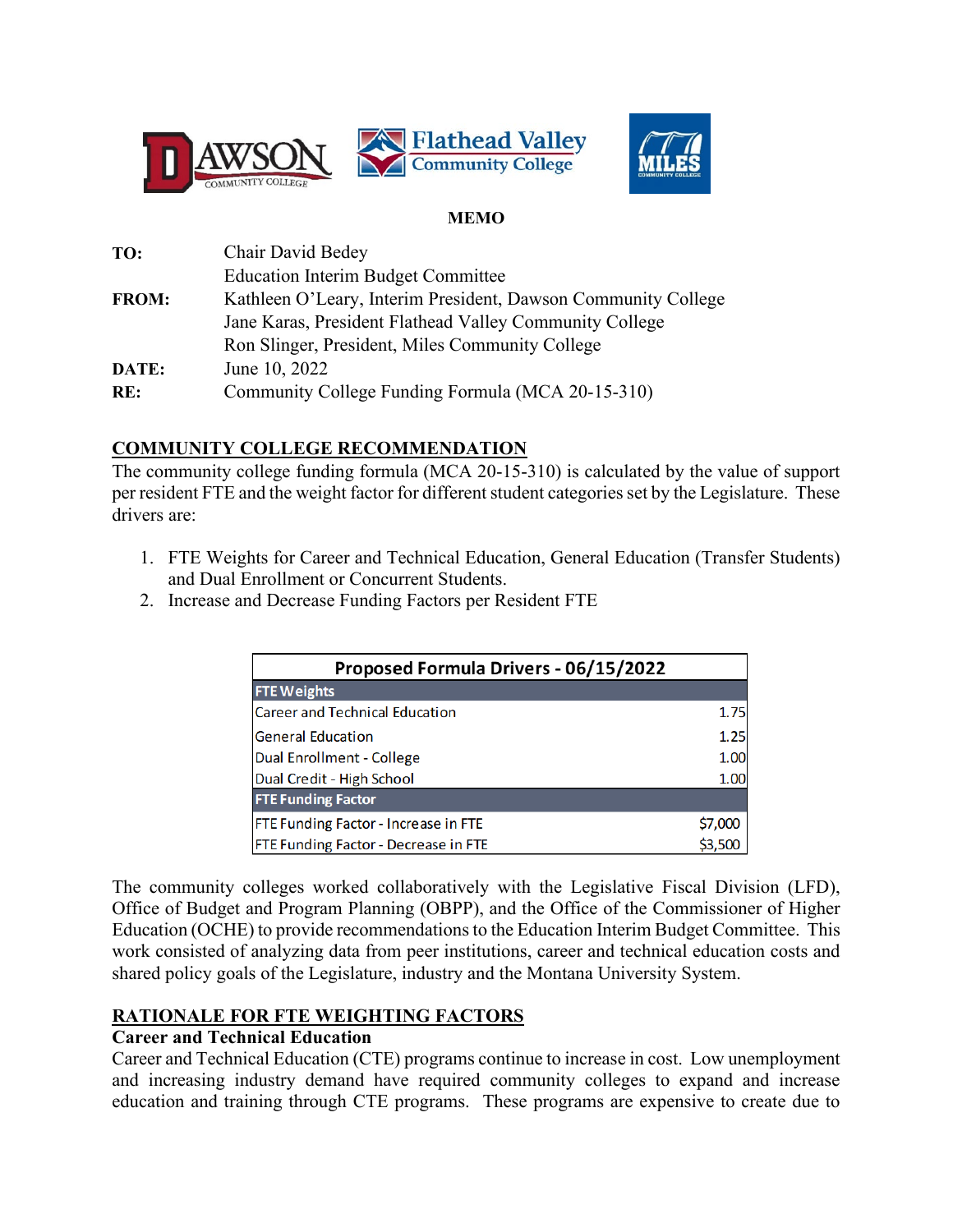**MEMO**

| | |
|---|---|
| **TO:** | Chair David Bedey |
| | Education Interim Budget Committee |
| **FROM:** | Kathleen O'Leary, Interim President, Dawson Community College |
| | Jane Karas, President Flathead Valley Community College |
| | Ron Slinger, President, Miles Community College |
| **DATE:** | June 10, 2022 |
| **RE:** | Community College Funding Formula (MCA 20-15-310) |

## COMMUNITY COLLEGE RECOMMENDATION

The community college funding formula (MCA 20-15-310) is calculated by the value of support per resident FTE and the weight factor for different student categories set by the Legislature. These drivers are:

1. FTE Weights for Career and Technical Education, General Education (Transfer Students) and Dual Enrollment or Concurrent Students.
2. Increase and Decrease Funding Factors per Resident FTE

| Proposed Formula Drivers - 06/15/2022 | |
|---|---|
| **FTE Weights** | |
| Career and Technical Education | 1.75 |
| General Education | 1.25 |
| Dual Enrollment - College | 1.00 |
| Dual Credit - High School | 1.00 |
| **FTE Funding Factor** | |
| FTE Funding Factor - Increase in FTE | $7,000 |
| FTE Funding Factor - Decrease in FTE | $3,500 |

The community colleges worked collaboratively with the Legislative Fiscal Division (LFD), Office of Budget and Program Planning (OBPP), and the Office of the Commissioner of Higher Education (OCHE) to provide recommendations to the Education Interim Budget Committee. This work consisted of analyzing data from peer institutions, career and technical education costs and shared policy goals of the Legislature, industry and the Montana University System.

## RATIONALE FOR FTE WEIGHTING FACTORS

### Career and Technical Education

Career and Technical Education (CTE) programs continue to increase in cost. Low unemployment and increasing industry demand have required community colleges to expand and increase education and training through CTE programs. These programs are expensive to create due to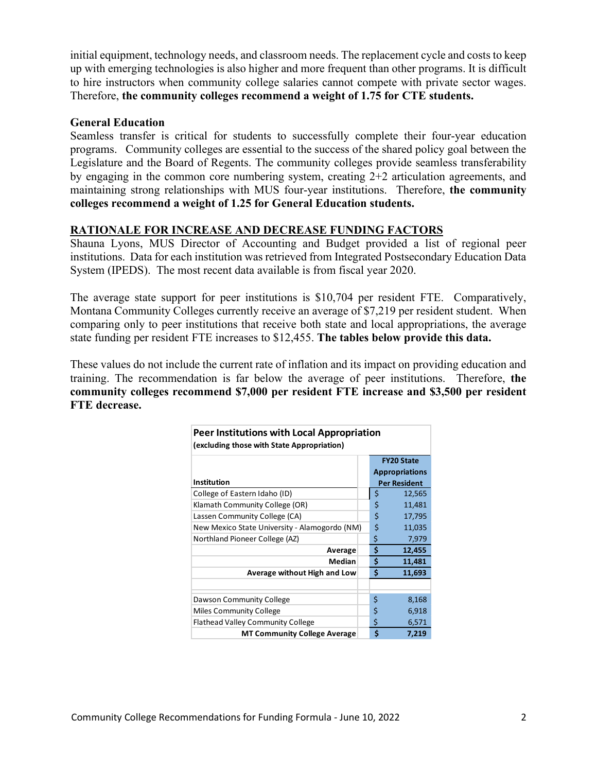initial equipment, technology needs, and classroom needs. The replacement cycle and costs to keep up with emerging technologies is also higher and more frequent than other programs. It is difficult to hire instructors when community college salaries cannot compete with private sector wages. Therefore, **the community colleges recommend a weight of 1.75 for CTE students.**

**General Education**

Seamless transfer is critical for students to successfully complete their four-year education programs. Community colleges are essential to the success of the shared policy goal between the Legislature and the Board of Regents. The community colleges provide seamless transferability by engaging in the common core numbering system, creating 2+2 articulation agreements, and maintaining strong relationships with MUS four-year institutions. Therefore, **the community colleges recommend a weight of 1.25 for General Education students.**

## RATIONALE FOR INCREASE AND DECREASE FUNDING FACTORS

Shauna Lyons, MUS Director of Accounting and Budget provided a list of regional peer institutions. Data for each institution was retrieved from Integrated Postsecondary Education Data System (IPEDS). The most recent data available is from fiscal year 2020.

The average state support for peer institutions is $10,704 per resident FTE. Comparatively, Montana Community Colleges currently receive an average of $7,219 per resident student. When comparing only to peer institutions that receive both state and local appropriations, the average state funding per resident FTE increases to $12,455. **The tables below provide this data.**

These values do not include the current rate of inflation and its impact on providing education and training. The recommendation is far below the average of peer institutions. Therefore, **the community colleges recommend $7,000 per resident FTE increase and $3,500 per resident FTE decrease.**

**Peer Institutions with Local Appropriation**
**(excluding those with State Appropriation)**

| Institution | FY20 State Appropriations Per Resident |
|---|---|
| College of Eastern Idaho (ID) | $ 12,565 |
| Klamath Community College (OR) | $ 11,481 |
| Lassen Community College (CA) | $ 17,795 |
| New Mexico State University - Alamogordo (NM) | $ 11,035 |
| Northland Pioneer College (AZ) | $ 7,979 |
| **Average** | **$ 12,455** |
| **Median** | **$ 11,481** |
| **Average without High and Low** | **$ 11,693** |
| | |
| Dawson Community College | $ 8,168 |
| Miles Community College | $ 6,918 |
| Flathead Valley Community College | $ 6,571 |
| **MT Community College Average** | **$ 7,219** |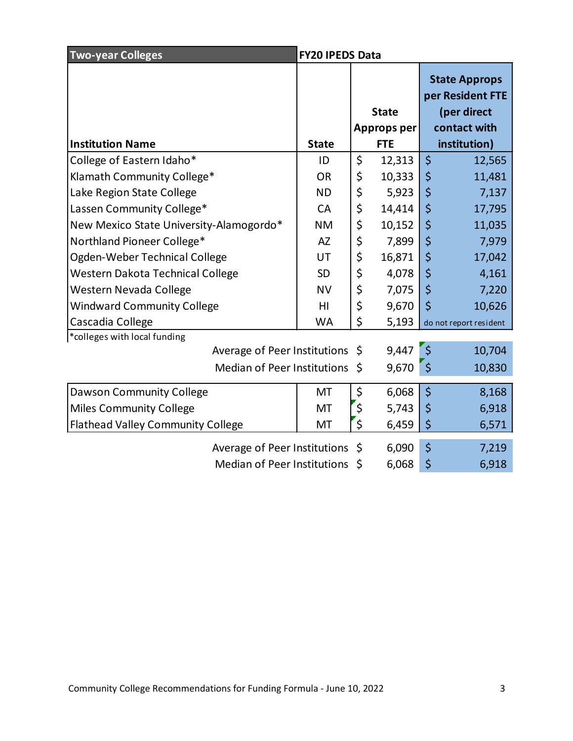| Two-year Colleges | FY20 IPEDS Data | | |
|---|---|---|---|
| **Institution Name** | **State** | **State Approps per FTE** | **State Approps per Resident FTE (per direct contact with institution)** |
| College of Eastern Idaho* | ID | $ 12,313 | $ 12,565 |
| Klamath Community College* | OR | $ 10,333 | $ 11,481 |
| Lake Region State College | ND | $ 5,923 | $ 7,137 |
| Lassen Community College* | CA | $ 14,414 | $ 17,795 |
| New Mexico State University-Alamogordo* | NM | $ 10,152 | $ 11,035 |
| Northland Pioneer College* | AZ | $ 7,899 | $ 7,979 |
| Ogden-Weber Technical College | UT | $ 16,871 | $ 17,042 |
| Western Dakota Technical College | SD | $ 4,078 | $ 4,161 |
| Western Nevada College | NV | $ 7,075 | $ 7,220 |
| Windward Community College | HI | $ 9,670 | $ 10,626 |
| Cascadia College | WA | $ 5,193 | do not report resident |
| *colleges with local funding | | | |
| Average of Peer Institutions | | $ 9,447 | $ 10,704 |
| Median of Peer Institutions | | $ 9,670 | $ 10,830 |
| Dawson Community College | MT | $ 6,068 | $ 8,168 |
| Miles Community College | MT | $ 5,743 | $ 6,918 |
| Flathead Valley Community College | MT | $ 6,459 | $ 6,571 |
| Average of Peer Institutions | | $ 6,090 | $ 7,219 |
| Median of Peer Institutions | | $ 6,068 | $ 6,918 |

Community College Recommendations for Funding Formula - June 10, 2022